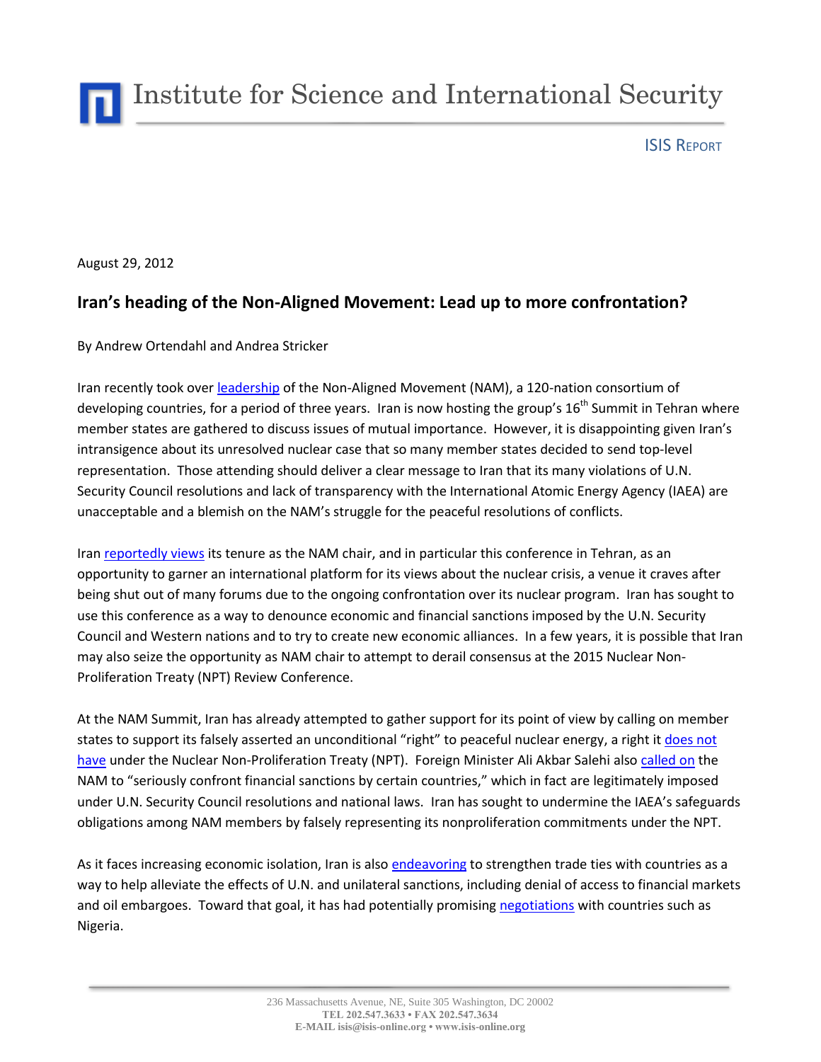# Institute for Science and International Security

ISIS REPORT

August 29, 2012

## Iran's heading of the Non-Aligned Movement: Lead up to more confrontation?

By Andrew Ortendahl and Andrea Stricker

Iran recently took over leadership of the Non-Aligned Movement (NAM), a 120-nation consortium of developing countries, for a period of three years. Iran is now hosting the group's 16th Summit in Tehran where member states are gathered to discuss issues of mutual importance. However, it is disappointing given Iran's intransigence about its unresolved nuclear case that so many member states decided to send top-level representation. Those attending should deliver a clear message to Iran that its many violations of U.N. Security Council resolutions and lack of transparency with the International Atomic Energy Agency (IAEA) are unacceptable and a blemish on the NAM's struggle for the peaceful resolutions of conflicts.

Iran reportedly views its tenure as the NAM chair, and in particular this conference in Tehran, as an opportunity to garner an international platform for its views about the nuclear crisis, a venue it craves after being shut out of many forums due to the ongoing confrontation over its nuclear program. Iran has sought to use this conference as a way to denounce economic and financial sanctions imposed by the U.N. Security Council and Western nations and to try to create new economic alliances. In a few years, it is possible that Iran may also seize the opportunity as NAM chair to attempt to derail consensus at the 2015 Nuclear Non-Proliferation Treaty (NPT) Review Conference.

At the NAM Summit, Iran has already attempted to gather support for its point of view by calling on member states to support its falsely asserted an unconditional "right" to peaceful nuclear energy, a right it does not have under the Nuclear Non-Proliferation Treaty (NPT). Foreign Minister Ali Akbar Salehi also called on the NAM to "seriously confront financial sanctions by certain countries," which in fact are legitimately imposed under U.N. Security Council resolutions and national laws. Iran has sought to undermine the IAEA's safeguards obligations among NAM members by falsely representing its nonproliferation commitments under the NPT.

As it faces increasing economic isolation, Iran is also endeavoring to strengthen trade ties with countries as a way to help alleviate the effects of U.N. and unilateral sanctions, including denial of access to financial markets and oil embargoes. Toward that goal, it has had potentially promising negotiations with countries such as Nigeria.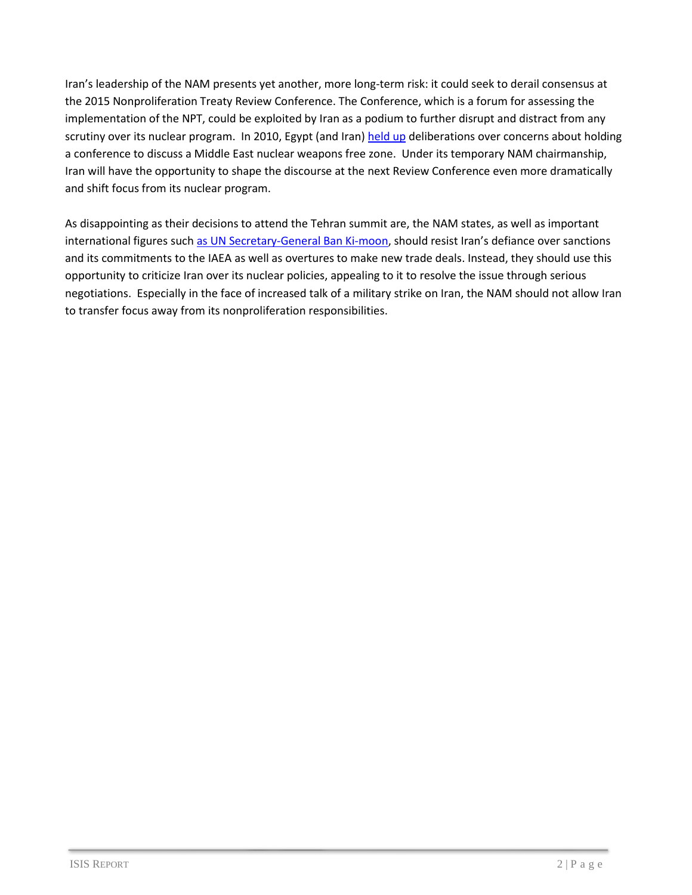Iran's leadership of the NAM presents yet another, more long-term risk: it could seek to derail consensus at the 2015 Nonproliferation Treaty Review Conference. The Conference, which is a forum for assessing the implementation of the NPT, could be exploited by Iran as a podium to further disrupt and distract from any scrutiny over its nuclear program. In 2010, Egypt (and Iran) held up deliberations over concerns about holding a conference to discuss a Middle East nuclear weapons free zone. Under its temporary NAM chairmanship, Iran will have the opportunity to shape the discourse at the next Review Conference even more dramatically and shift focus from its nuclear program.

As disappointing as their decisions to attend the Tehran summit are, the NAM states, as well as important international figures such as UN Secretary-General Ban Ki-moon, should resist Iran's defiance over sanctions and its commitments to the IAEA as well as overtures to make new trade deals. Instead, they should use this opportunity to criticize Iran over its nuclear policies, appealing to it to resolve the issue through serious negotiations. Especially in the face of increased talk of a military strike on Iran, the NAM should not allow Iran to transfer focus away from its nonproliferation responsibilities.